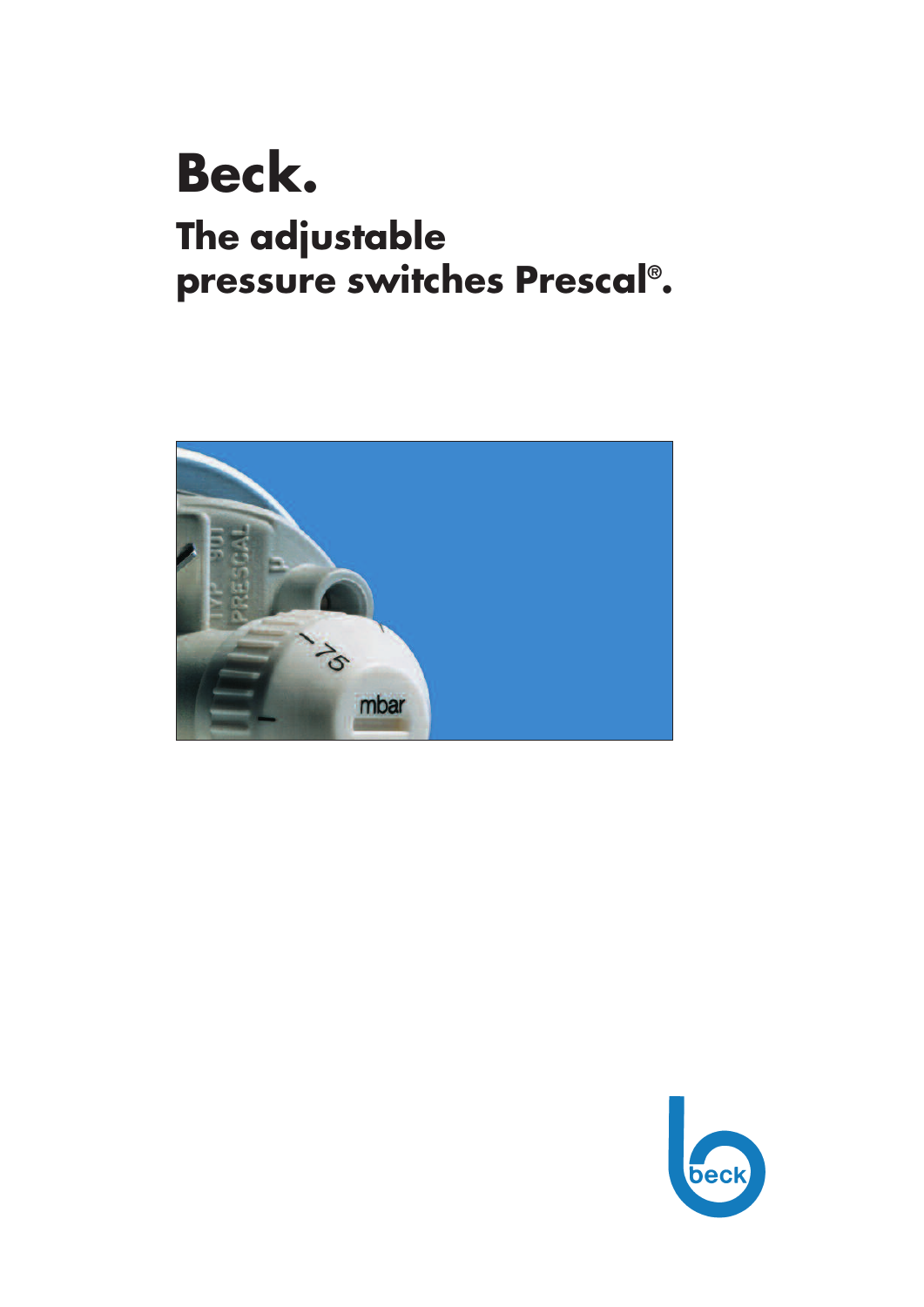# Beck.

## The adjustable pressure switches Prescal®.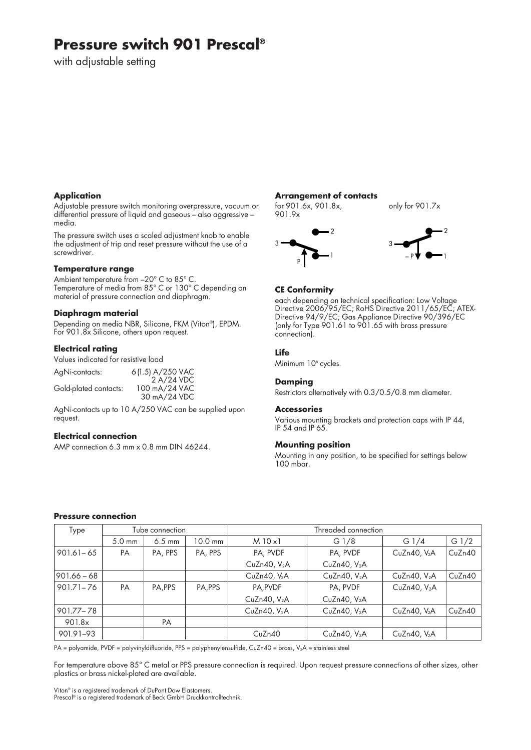# Pressure switch 901 Prescal®

with adjustable setting

### Application

Adjustable pressure switch monitoring overpressure, vacuum or differential pressure of liquid and gaseous – also aggressive – media.

The pressure switch uses a scaled adjustment knob to enable the adjustment of trip and reset pressure without the use of a screwdriver.

### Temperature range

Ambient temperature from –20° C to 85° C.
Temperature of media from 85° C or 130° C depending on material of pressure connection and diaphragm.

### Diaphragm material

Depending on media NBR, Silicone, FKM (Viton®), EPDM.
For 901.8x Silicone, others upon request.

### Electrical rating

Values indicated for resistive load

| | |
|---|---|
| AgNi-contacts: | 6 (1.5) A/250 VAC |
| | 2 A/24 VDC |
| Gold-plated contacts: | 100 mA/24 VAC |
| | 30 mA/24 VDC |

AgNi-contacts up to 10 A/250 VAC can be supplied upon request.

### Electrical connection

AMP connection 6.3 mm x 0.8 mm DIN 46244.

### Arrangement of contacts

for 901.6x, 901.8x, 901.9x

only for 901.7x

### CE Conformity

each depending on technical specification: Low Voltage Directive 2006/95/EC; RoHS Directive 2011/65/EC; ATEX-Directive 94/9/EC; Gas Appliance Directive 90/396/EC (only for Type 901.61 to 901.65 with brass pressure connection).

### Life

Minimum $10^6$ cycles.

### Damping

Restrictors alternatively with 0.3/0.5/0.8 mm diameter.

### Accessories

Various mounting brackets and protection caps with IP 44, IP 54 and IP 65.

### Mounting position

Mounting in any position, to be specified for settings below 100 mbar.

### Pressure connection

| Type | Tube connection | | | Threaded connection | | | |
|---|---|---|---|---|---|---|---|
| | 5.0 mm | 6.5 mm | 10.0 mm | M 10 x1 | G 1/8 | G 1/4 | G 1/2 |
| 901.61– 65 | PA | PA, PPS | PA, PPS | PA, PVDF | PA, PVDF | CuZn40, $V_2A$ | CuZn40 |
| | | | | CuZn40, $V_2A$ | CuZn40, $V_2A$ | | |
| 901.66 – 68 | | | | CuZn40, $V_2A$ | CuZn40, $V_2A$ | CuZn40, $V_2A$ | CuZn40 |
| 901.71– 76 | PA | PA,PPS | PA,PPS | PA,PVDF | PA, PVDF | CuZn40, $V_2A$ | |
| | | | | CuZn40, $V_2A$ | CuZn40, $V_2A$ | | |
| 901.77– 78 | | | | CuZn40, $V_2A$ | CuZn40, $V_2A$ | CuZn40, $V_2A$ | CuZn40 |
| 901.8x | | PA | | | | | |
| 901.91–93 | | | | CuZn40 | CuZn40, $V_2A$ | CuZn40, $V_2A$ | |

PA = polyamide, PVDF = polyvinyldifluoride, PPS = polyphenylensulfide, CuZn40 = brass, $V_2A$ = stainless steel

For temperature above 85° C metal or PPS pressure connection is required. Upon request pressure connections of other sizes, other plastics or brass nickel-plated are available.

Viton® is a registered trademark of DuPont Dow Elastomers.
Prescal® is a registered trademark of Beck GmbH Druckkontrolltechnik.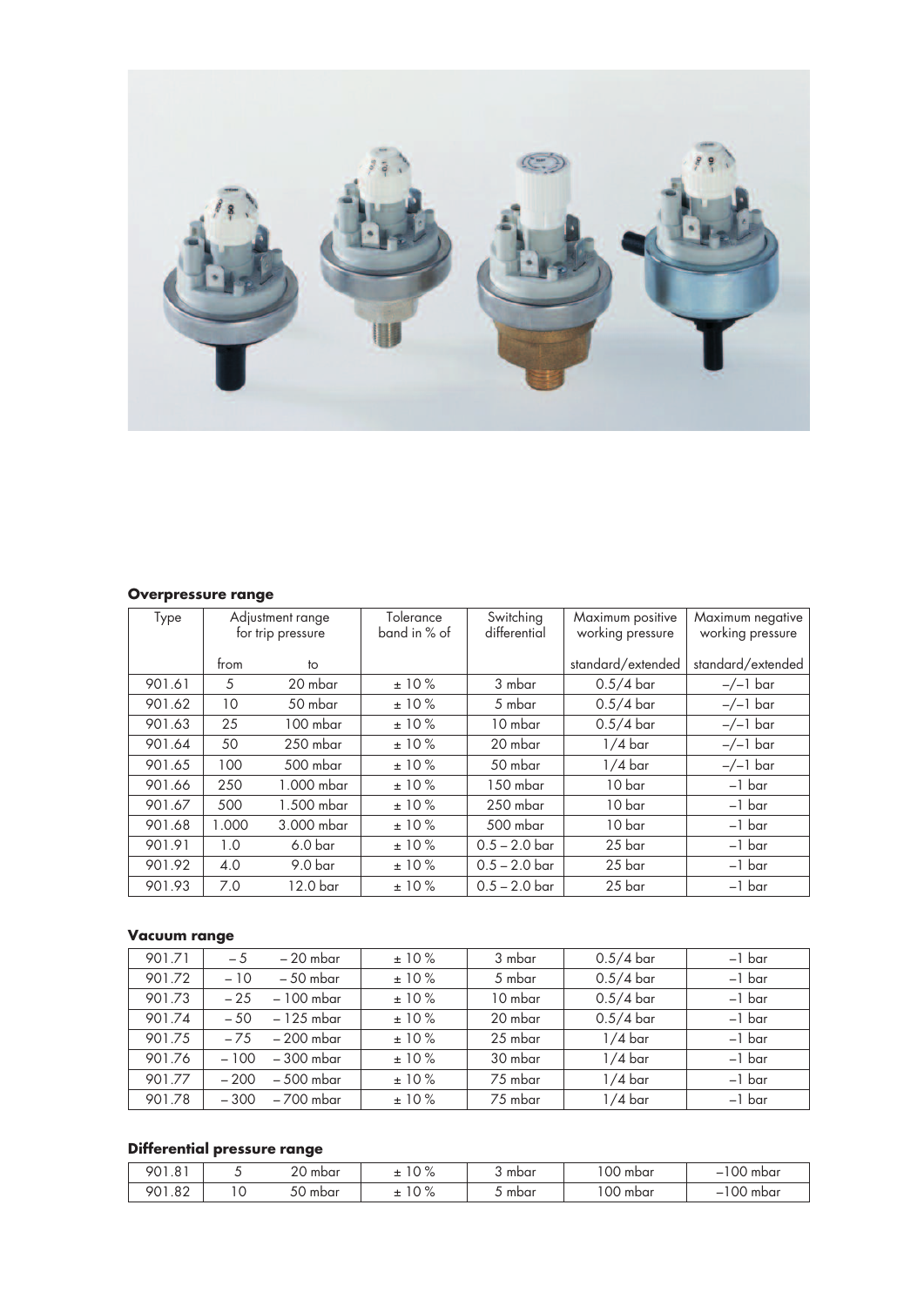**Overpressure range**

| Type | Adjustment range for trip pressure | | Tolerance band in % of | Switching differential | Maximum positive working pressure | Maximum negative working pressure |
|---|---|---|---|---|---|---|
| | from | to | | | standard/extended | standard/extended |
| 901.61 | 5 | 20 mbar | ± 10 % | 3 mbar | 0.5/4 bar | –/–1 bar |
| 901.62 | 10 | 50 mbar | ± 10 % | 5 mbar | 0.5/4 bar | –/–1 bar |
| 901.63 | 25 | 100 mbar | ± 10 % | 10 mbar | 0.5/4 bar | –/–1 bar |
| 901.64 | 50 | 250 mbar | ± 10 % | 20 mbar | 1/4 bar | –/–1 bar |
| 901.65 | 100 | 500 mbar | ± 10 % | 50 mbar | 1/4 bar | –/–1 bar |
| 901.66 | 250 | 1.000 mbar | ± 10 % | 150 mbar | 10 bar | –1 bar |
| 901.67 | 500 | 1.500 mbar | ± 10 % | 250 mbar | 10 bar | –1 bar |
| 901.68 | 1.000 | 3.000 mbar | ± 10 % | 500 mbar | 10 bar | –1 bar |
| 901.91 | 1.0 | 6.0 bar | ± 10 % | 0.5 – 2.0 bar | 25 bar | –1 bar |
| 901.92 | 4.0 | 9.0 bar | ± 10 % | 0.5 – 2.0 bar | 25 bar | –1 bar |
| 901.93 | 7.0 | 12.0 bar | ± 10 % | 0.5 – 2.0 bar | 25 bar | –1 bar |

**Vacuum range**

| Type | from | to | Tolerance band in % of | Switching differential | Maximum positive working pressure | Maximum negative working pressure |
|---|---|---|---|---|---|---|
| 901.71 | – 5 | – 20 mbar | ± 10 % | 3 mbar | 0.5/4 bar | –1 bar |
| 901.72 | – 10 | – 50 mbar | ± 10 % | 5 mbar | 0.5/4 bar | –1 bar |
| 901.73 | – 25 | – 100 mbar | ± 10 % | 10 mbar | 0.5/4 bar | –1 bar |
| 901.74 | – 50 | – 125 mbar | ± 10 % | 20 mbar | 0.5/4 bar | –1 bar |
| 901.75 | – 75 | – 200 mbar | ± 10 % | 25 mbar | 1/4 bar | –1 bar |
| 901.76 | – 100 | – 300 mbar | ± 10 % | 30 mbar | 1/4 bar | –1 bar |
| 901.77 | – 200 | – 500 mbar | ± 10 % | 75 mbar | 1/4 bar | –1 bar |
| 901.78 | – 300 | – 700 mbar | ± 10 % | 75 mbar | 1/4 bar | –1 bar |

**Differential pressure range**

| Type | from | to | Tolerance band in % of | Switching differential | Maximum positive working pressure | Maximum negative working pressure |
|---|---|---|---|---|---|---|
| 901.81 | 5 | 20 mbar | ± 10 % | 3 mbar | 100 mbar | –100 mbar |
| 901.82 | 10 | 50 mbar | ± 10 % | 5 mbar | 100 mbar | –100 mbar |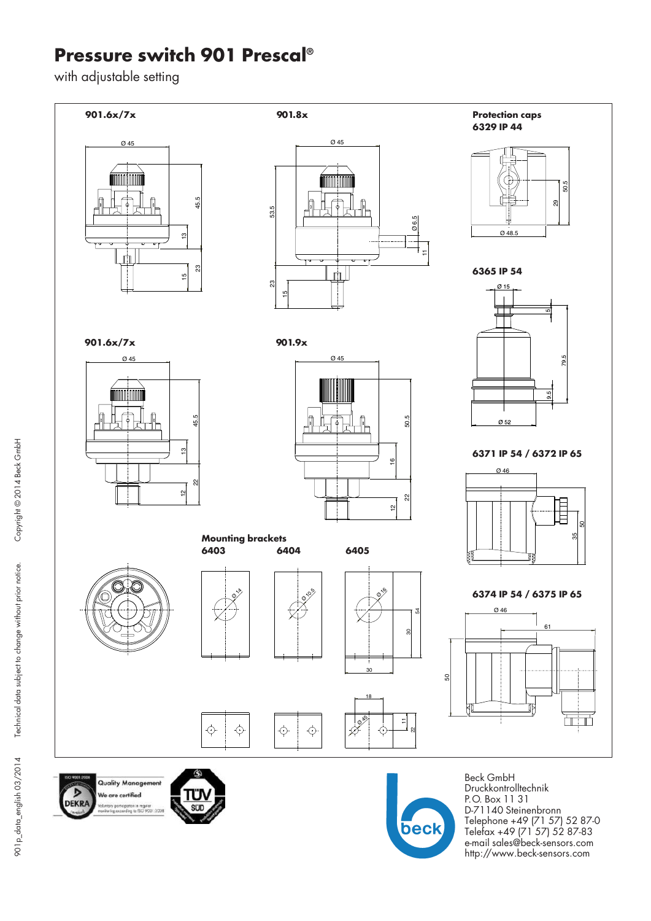# Pressure switch 901 Prescal®

with adjustable setting

**901.6x/7x**

Ø 45

45.5

13

23

15

**901.8x**

Ø 45

53.5

Ø 6.5

11

23

15

**Protection caps**
**6329 IP 44**

50.5

29

Ø 48.5

**6365 IP 54**

Ø 15

5

79.5

9.5

Ø 52

**901.6x/7x**

Ø 45

45.5

13

22

12

**901.9x**

Ø 45

50.5

16

22

12

**6371 IP 54 / 6372 IP 65**

Ø 46

50

35

**Mounting brackets**

**6403**

Ø 14

**6404**

Ø 10.5

**6405**

Ø 16

54

30

30

18

Ø 4.5

11

22

**6374 IP 54 / 6375 IP 65**

Ø 46

61

50

Beck GmbH
Druckkontrolltechnik
P.O. Box 11 31
D-71140 Steinenbronn
Telephone +49 (71 57) 52 87-0
Telefax +49 (71 57) 52 87-83
e-mail sales@beck-sensors.com
http://www.beck-sensors.com

901p_data_english 03/2014 Technical data subject to change without prior notice. Copyright © 2014 Beck GmbH